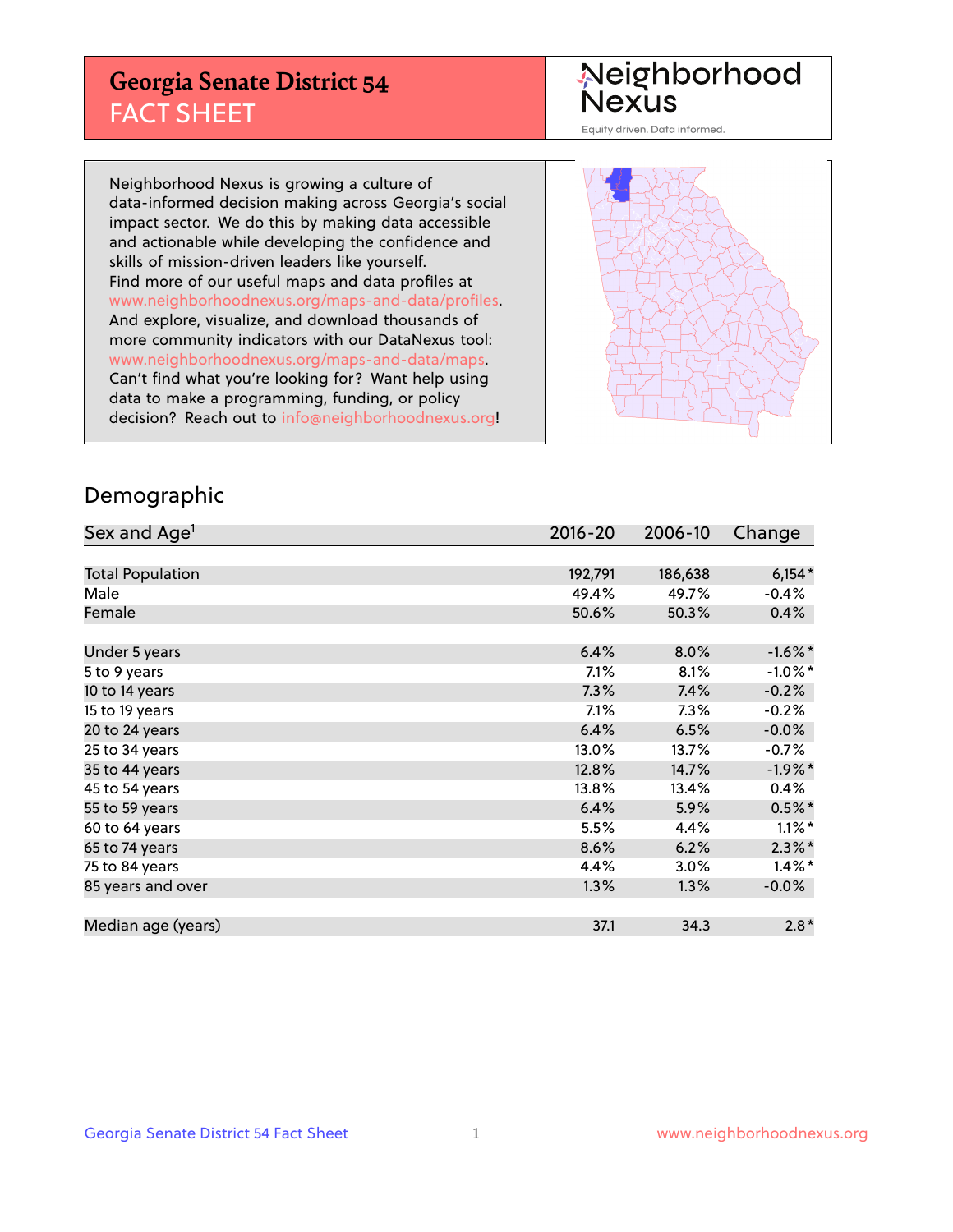# Georgia Senate District 54
## FACT SHEET

Neighborhood Nexus

Equity driven. Data informed.

Neighborhood Nexus is growing a culture of data-informed decision making across Georgia's social impact sector. We do this by making data accessible and actionable while developing the confidence and skills of mission-driven leaders like yourself. Find more of our useful maps and data profiles at www.neighborhoodnexus.org/maps-and-data/profiles. And explore, visualize, and download thousands of more community indicators with our DataNexus tool: www.neighborhoodnexus.org/maps-and-data/maps. Can't find what you're looking for? Want help using data to make a programming, funding, or policy decision? Reach out to info@neighborhoodnexus.org!

## Demographic

| Sex and Age[1] | 2016-20 | 2006-10 | Change |
|---|---|---|---|
| Total Population | 192,791 | 186,638 | 6,154* |
| Male | 49.4% | 49.7% | -0.4% |
| Female | 50.6% | 50.3% | 0.4% |
| | | | |
| Under 5 years | 6.4% | 8.0% | -1.6%* |
| 5 to 9 years | 7.1% | 8.1% | -1.0%* |
| 10 to 14 years | 7.3% | 7.4% | -0.2% |
| 15 to 19 years | 7.1% | 7.3% | -0.2% |
| 20 to 24 years | 6.4% | 6.5% | -0.0% |
| 25 to 34 years | 13.0% | 13.7% | -0.7% |
| 35 to 44 years | 12.8% | 14.7% | -1.9%* |
| 45 to 54 years | 13.8% | 13.4% | 0.4% |
| 55 to 59 years | 6.4% | 5.9% | 0.5%* |
| 60 to 64 years | 5.5% | 4.4% | 1.1%* |
| 65 to 74 years | 8.6% | 6.2% | 2.3%* |
| 75 to 84 years | 4.4% | 3.0% | 1.4%* |
| 85 years and over | 1.3% | 1.3% | -0.0% |
| | | | |
| Median age (years) | 37.1 | 34.3 | 2.8* |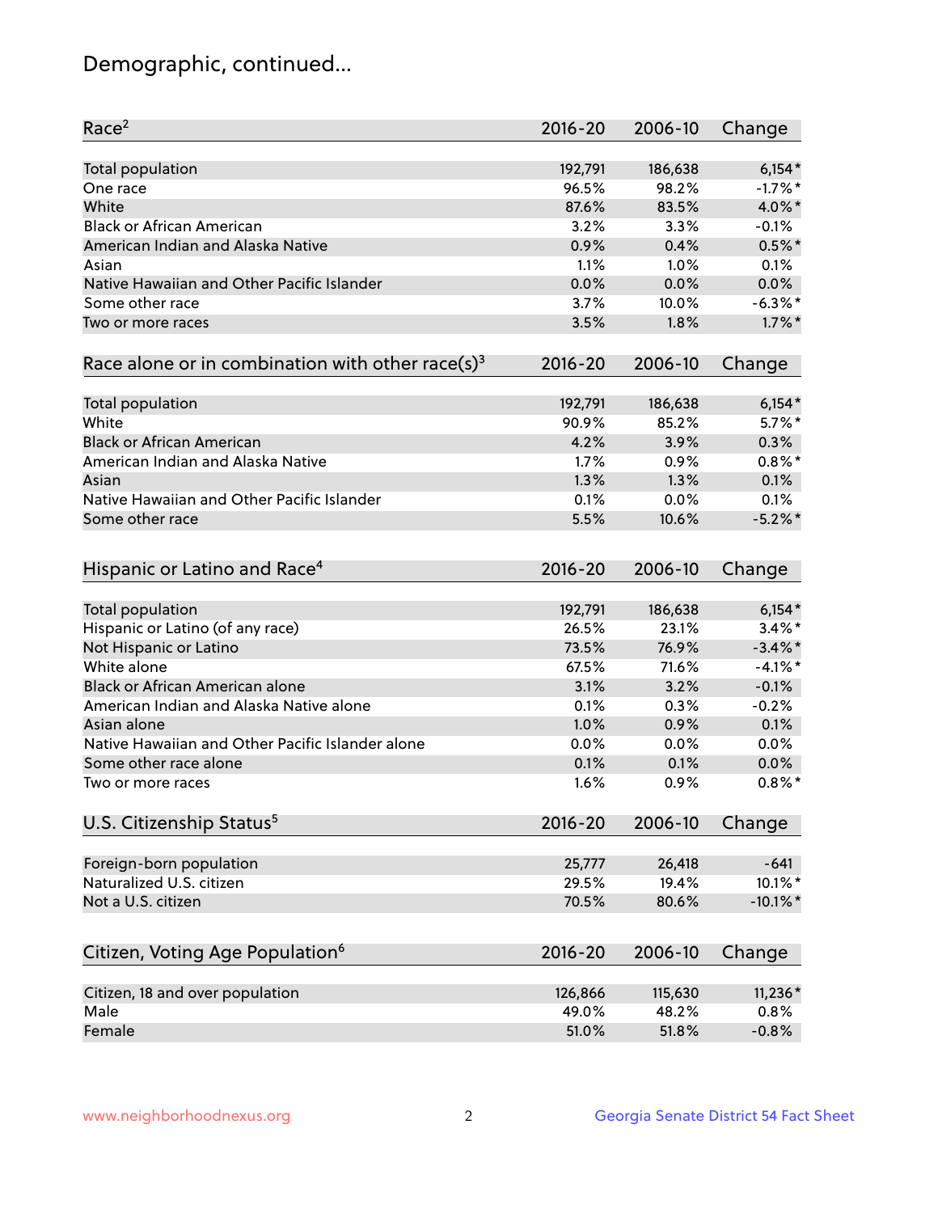# Demographic, continued...

| Race[2] | 2016-20 | 2006-10 | Change |
|---|---|---|---|
| Total population | 192,791 | 186,638 | 6,154* |
| One race | 96.5% | 98.2% | -1.7%* |
| White | 87.6% | 83.5% | 4.0%* |
| Black or African American | 3.2% | 3.3% | -0.1% |
| American Indian and Alaska Native | 0.9% | 0.4% | 0.5%* |
| Asian | 1.1% | 1.0% | 0.1% |
| Native Hawaiian and Other Pacific Islander | 0.0% | 0.0% | 0.0% |
| Some other race | 3.7% | 10.0% | -6.3%* |
| Two or more races | 3.5% | 1.8% | 1.7%* |

| Race alone or in combination with other race(s)[3] | 2016-20 | 2006-10 | Change |
|---|---|---|---|
| Total population | 192,791 | 186,638 | 6,154* |
| White | 90.9% | 85.2% | 5.7%* |
| Black or African American | 4.2% | 3.9% | 0.3% |
| American Indian and Alaska Native | 1.7% | 0.9% | 0.8%* |
| Asian | 1.3% | 1.3% | 0.1% |
| Native Hawaiian and Other Pacific Islander | 0.1% | 0.0% | 0.1% |
| Some other race | 5.5% | 10.6% | -5.2%* |

| Hispanic or Latino and Race[4] | 2016-20 | 2006-10 | Change |
|---|---|---|---|
| Total population | 192,791 | 186,638 | 6,154* |
| Hispanic or Latino (of any race) | 26.5% | 23.1% | 3.4%* |
| Not Hispanic or Latino | 73.5% | 76.9% | -3.4%* |
| White alone | 67.5% | 71.6% | -4.1%* |
| Black or African American alone | 3.1% | 3.2% | -0.1% |
| American Indian and Alaska Native alone | 0.1% | 0.3% | -0.2% |
| Asian alone | 1.0% | 0.9% | 0.1% |
| Native Hawaiian and Other Pacific Islander alone | 0.0% | 0.0% | 0.0% |
| Some other race alone | 0.1% | 0.1% | 0.0% |
| Two or more races | 1.6% | 0.9% | 0.8%* |

| U.S. Citizenship Status[5] | 2016-20 | 2006-10 | Change |
|---|---|---|---|
| Foreign-born population | 25,777 | 26,418 | -641 |
| Naturalized U.S. citizen | 29.5% | 19.4% | 10.1%* |
| Not a U.S. citizen | 70.5% | 80.6% | -10.1%* |

| Citizen, Voting Age Population[6] | 2016-20 | 2006-10 | Change |
|---|---|---|---|
| Citizen, 18 and over population | 126,866 | 115,630 | 11,236* |
| Male | 49.0% | 48.2% | 0.8% |
| Female | 51.0% | 51.8% | -0.8% |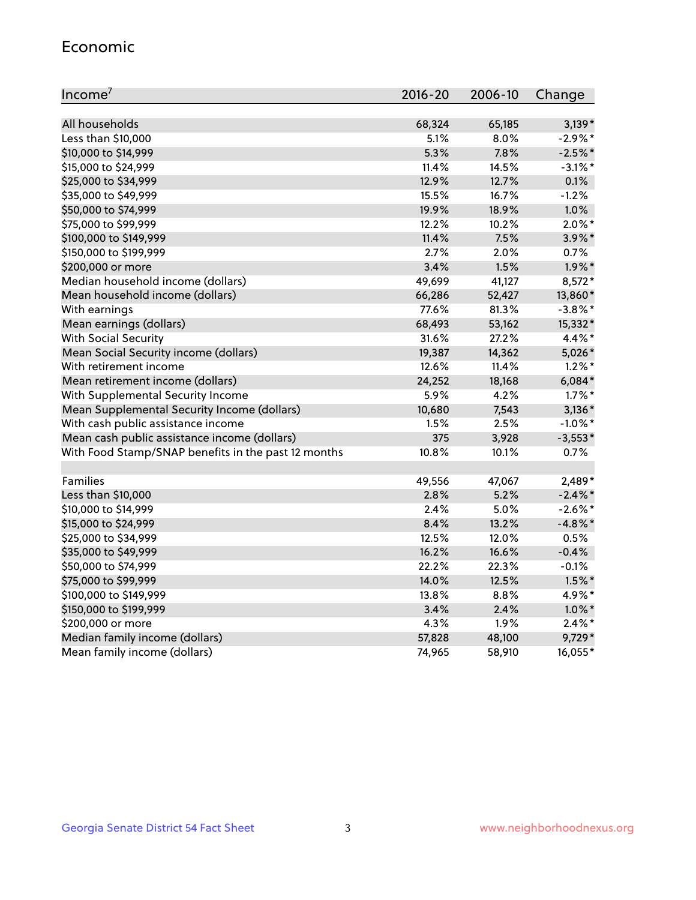## Economic

| Income[7] | 2016-20 | 2006-10 | Change |
|---|---|---|---|
| All households | 68,324 | 65,185 | 3,139* |
| Less than $10,000 | 5.1% | 8.0% | -2.9%* |
| $10,000 to $14,999 | 5.3% | 7.8% | -2.5%* |
| $15,000 to $24,999 | 11.4% | 14.5% | -3.1%* |
| $25,000 to $34,999 | 12.9% | 12.7% | 0.1% |
| $35,000 to $49,999 | 15.5% | 16.7% | -1.2% |
| $50,000 to $74,999 | 19.9% | 18.9% | 1.0% |
| $75,000 to $99,999 | 12.2% | 10.2% | 2.0%* |
| $100,000 to $149,999 | 11.4% | 7.5% | 3.9%* |
| $150,000 to $199,999 | 2.7% | 2.0% | 0.7% |
| $200,000 or more | 3.4% | 1.5% | 1.9%* |
| Median household income (dollars) | 49,699 | 41,127 | 8,572* |
| Mean household income (dollars) | 66,286 | 52,427 | 13,860* |
| With earnings | 77.6% | 81.3% | -3.8%* |
| Mean earnings (dollars) | 68,493 | 53,162 | 15,332* |
| With Social Security | 31.6% | 27.2% | 4.4%* |
| Mean Social Security income (dollars) | 19,387 | 14,362 | 5,026* |
| With retirement income | 12.6% | 11.4% | 1.2%* |
| Mean retirement income (dollars) | 24,252 | 18,168 | 6,084* |
| With Supplemental Security Income | 5.9% | 4.2% | 1.7%* |
| Mean Supplemental Security Income (dollars) | 10,680 | 7,543 | 3,136* |
| With cash public assistance income | 1.5% | 2.5% | -1.0%* |
| Mean cash public assistance income (dollars) | 375 | 3,928 | -3,553* |
| With Food Stamp/SNAP benefits in the past 12 months | 10.8% | 10.1% | 0.7% |
| | | | |
| Families | 49,556 | 47,067 | 2,489* |
| Less than $10,000 | 2.8% | 5.2% | -2.4%* |
| $10,000 to $14,999 | 2.4% | 5.0% | -2.6%* |
| $15,000 to $24,999 | 8.4% | 13.2% | -4.8%* |
| $25,000 to $34,999 | 12.5% | 12.0% | 0.5% |
| $35,000 to $49,999 | 16.2% | 16.6% | -0.4% |
| $50,000 to $74,999 | 22.2% | 22.3% | -0.1% |
| $75,000 to $99,999 | 14.0% | 12.5% | 1.5%* |
| $100,000 to $149,999 | 13.8% | 8.8% | 4.9%* |
| $150,000 to $199,999 | 3.4% | 2.4% | 1.0%* |
| $200,000 or more | 4.3% | 1.9% | 2.4%* |
| Median family income (dollars) | 57,828 | 48,100 | 9,729* |
| Mean family income (dollars) | 74,965 | 58,910 | 16,055* |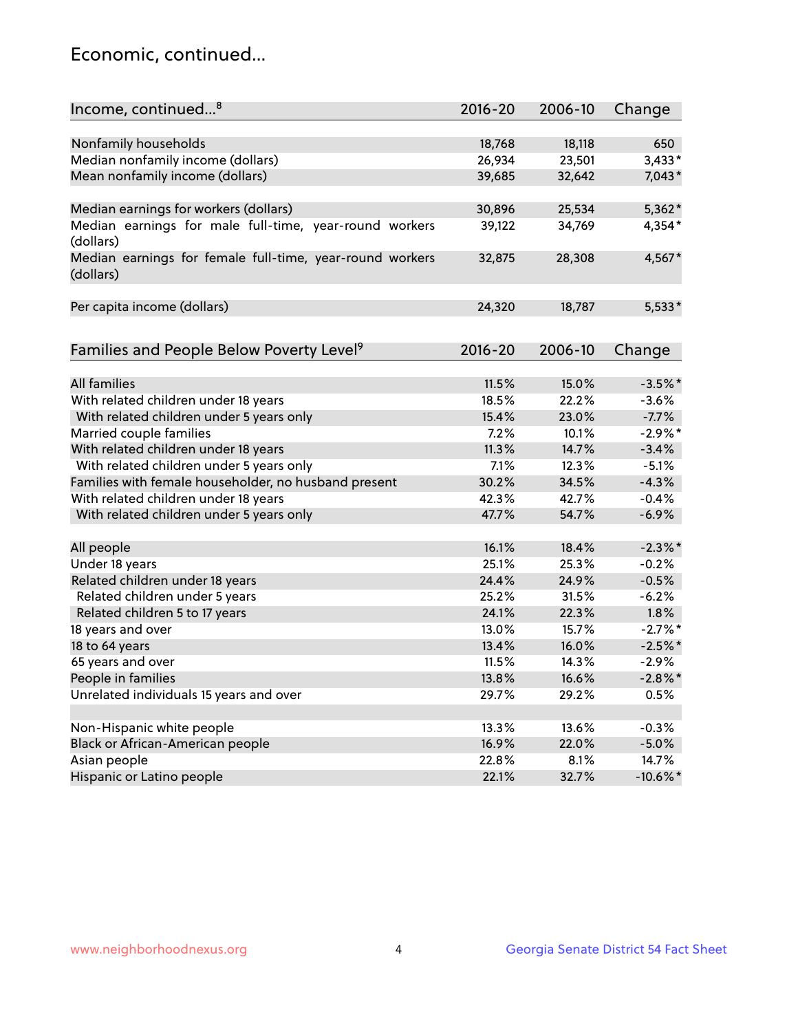## Economic, continued...

| Income, continued...[8] | 2016-20 | 2006-10 | Change |
|---|---|---|---|
| Nonfamily households | 18,768 | 18,118 | 650 |
| Median nonfamily income (dollars) | 26,934 | 23,501 | 3,433* |
| Mean nonfamily income (dollars) | 39,685 | 32,642 | 7,043* |
| Median earnings for workers (dollars) | 30,896 | 25,534 | 5,362* |
| Median earnings for male full-time, year-round workers (dollars) | 39,122 | 34,769 | 4,354* |
| Median earnings for female full-time, year-round workers (dollars) | 32,875 | 28,308 | 4,567* |
| Per capita income (dollars) | 24,320 | 18,787 | 5,533* |

| Families and People Below Poverty Level[9] | 2016-20 | 2006-10 | Change |
|---|---|---|---|
| All families | 11.5% | 15.0% | -3.5%* |
| With related children under 18 years | 18.5% | 22.2% | -3.6% |
| With related children under 5 years only | 15.4% | 23.0% | -7.7% |
| Married couple families | 7.2% | 10.1% | -2.9%* |
| With related children under 18 years | 11.3% | 14.7% | -3.4% |
| With related children under 5 years only | 7.1% | 12.3% | -5.1% |
| Families with female householder, no husband present | 30.2% | 34.5% | -4.3% |
| With related children under 18 years | 42.3% | 42.7% | -0.4% |
| With related children under 5 years only | 47.7% | 54.7% | -6.9% |
| All people | 16.1% | 18.4% | -2.3%* |
| Under 18 years | 25.1% | 25.3% | -0.2% |
| Related children under 18 years | 24.4% | 24.9% | -0.5% |
| Related children under 5 years | 25.2% | 31.5% | -6.2% |
| Related children 5 to 17 years | 24.1% | 22.3% | 1.8% |
| 18 years and over | 13.0% | 15.7% | -2.7%* |
| 18 to 64 years | 13.4% | 16.0% | -2.5%* |
| 65 years and over | 11.5% | 14.3% | -2.9% |
| People in families | 13.8% | 16.6% | -2.8%* |
| Unrelated individuals 15 years and over | 29.7% | 29.2% | 0.5% |
| Non-Hispanic white people | 13.3% | 13.6% | -0.3% |
| Black or African-American people | 16.9% | 22.0% | -5.0% |
| Asian people | 22.8% | 8.1% | 14.7% |
| Hispanic or Latino people | 22.1% | 32.7% | -10.6%* |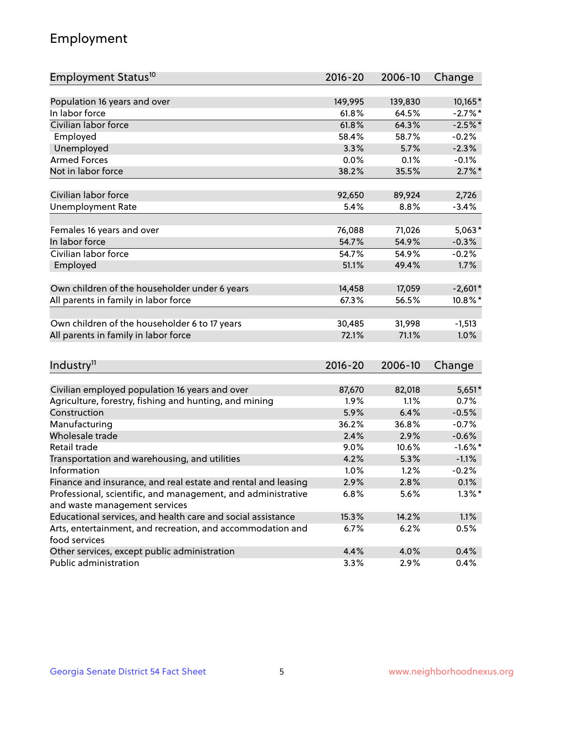## Employment

| Employment Status[10] | 2016-20 | 2006-10 | Change |
|---|---|---|---|
| Population 16 years and over | 149,995 | 139,830 | 10,165* |
| In labor force | 61.8% | 64.5% | -2.7%* |
| Civilian labor force | 61.8% | 64.3% | -2.5%* |
| Employed | 58.4% | 58.7% | -0.2% |
| Unemployed | 3.3% | 5.7% | -2.3% |
| Armed Forces | 0.0% | 0.1% | -0.1% |
| Not in labor force | 38.2% | 35.5% | 2.7%* |
| | | | |
| Civilian labor force | 92,650 | 89,924 | 2,726 |
| Unemployment Rate | 5.4% | 8.8% | -3.4% |
| | | | |
| Females 16 years and over | 76,088 | 71,026 | 5,063* |
| In labor force | 54.7% | 54.9% | -0.3% |
| Civilian labor force | 54.7% | 54.9% | -0.2% |
| Employed | 51.1% | 49.4% | 1.7% |
| | | | |
| Own children of the householder under 6 years | 14,458 | 17,059 | -2,601* |
| All parents in family in labor force | 67.3% | 56.5% | 10.8%* |
| | | | |
| Own children of the householder 6 to 17 years | 30,485 | 31,998 | -1,513 |
| All parents in family in labor force | 72.1% | 71.1% | 1.0% |

| Industry[11] | 2016-20 | 2006-10 | Change |
|---|---|---|---|
| Civilian employed population 16 years and over | 87,670 | 82,018 | 5,651* |
| Agriculture, forestry, fishing and hunting, and mining | 1.9% | 1.1% | 0.7% |
| Construction | 5.9% | 6.4% | -0.5% |
| Manufacturing | 36.2% | 36.8% | -0.7% |
| Wholesale trade | 2.4% | 2.9% | -0.6% |
| Retail trade | 9.0% | 10.6% | -1.6%* |
| Transportation and warehousing, and utilities | 4.2% | 5.3% | -1.1% |
| Information | 1.0% | 1.2% | -0.2% |
| Finance and insurance, and real estate and rental and leasing | 2.9% | 2.8% | 0.1% |
| Professional, scientific, and management, and administrative and waste management services | 6.8% | 5.6% | 1.3%* |
| Educational services, and health care and social assistance | 15.3% | 14.2% | 1.1% |
| Arts, entertainment, and recreation, and accommodation and food services | 6.7% | 6.2% | 0.5% |
| Other services, except public administration | 4.4% | 4.0% | 0.4% |
| Public administration | 3.3% | 2.9% | 0.4% |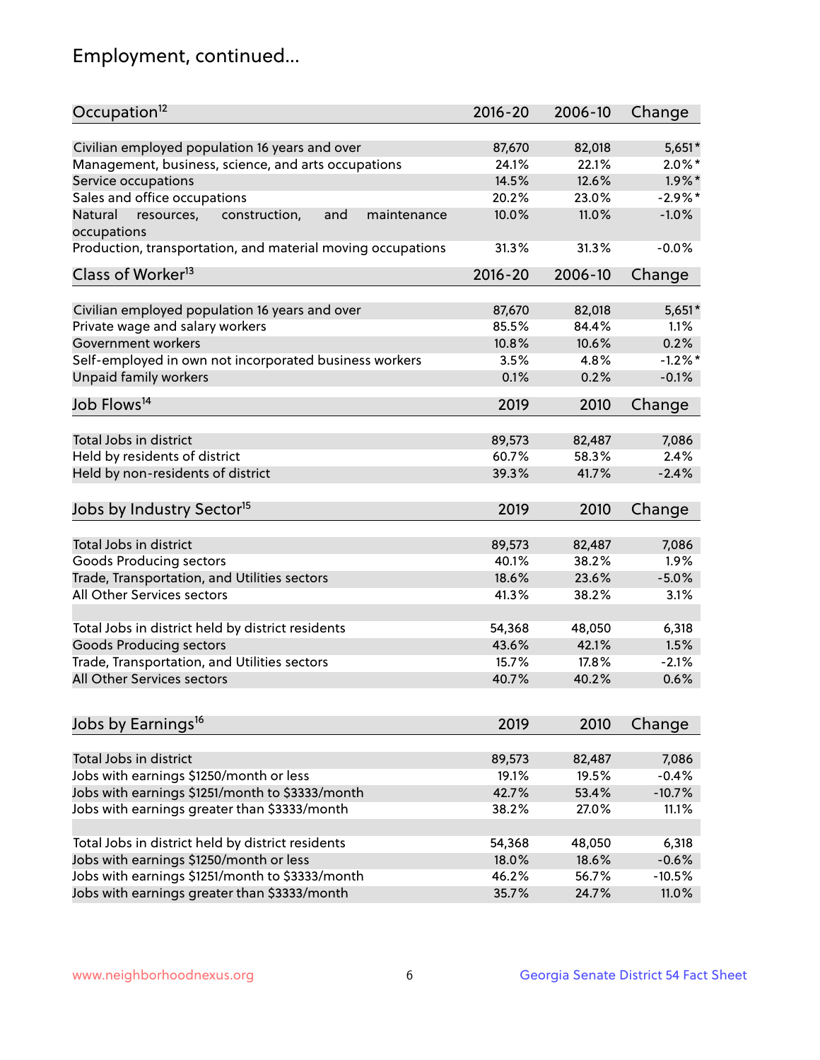# Employment, continued...

| Occupation[12] | 2016-20 | 2006-10 | Change |
|---|---|---|---|
| Civilian employed population 16 years and over | 87,670 | 82,018 | 5,651* |
| Management, business, science, and arts occupations | 24.1% | 22.1% | 2.0%* |
| Service occupations | 14.5% | 12.6% | 1.9%* |
| Sales and office occupations | 20.2% | 23.0% | -2.9%* |
| Natural resources, construction, and maintenance occupations | 10.0% | 11.0% | -1.0% |
| Production, transportation, and material moving occupations | 31.3% | 31.3% | -0.0% |

| Class of Worker[13] | 2016-20 | 2006-10 | Change |
|---|---|---|---|
| Civilian employed population 16 years and over | 87,670 | 82,018 | 5,651* |
| Private wage and salary workers | 85.5% | 84.4% | 1.1% |
| Government workers | 10.8% | 10.6% | 0.2% |
| Self-employed in own not incorporated business workers | 3.5% | 4.8% | -1.2%* |
| Unpaid family workers | 0.1% | 0.2% | -0.1% |

| Job Flows[14] | 2019 | 2010 | Change |
|---|---|---|---|
| Total Jobs in district | 89,573 | 82,487 | 7,086 |
| Held by residents of district | 60.7% | 58.3% | 2.4% |
| Held by non-residents of district | 39.3% | 41.7% | -2.4% |

| Jobs by Industry Sector[15] | 2019 | 2010 | Change |
|---|---|---|---|
| Total Jobs in district | 89,573 | 82,487 | 7,086 |
| Goods Producing sectors | 40.1% | 38.2% | 1.9% |
| Trade, Transportation, and Utilities sectors | 18.6% | 23.6% | -5.0% |
| All Other Services sectors | 41.3% | 38.2% | 3.1% |
| | | | |
| Total Jobs in district held by district residents | 54,368 | 48,050 | 6,318 |
| Goods Producing sectors | 43.6% | 42.1% | 1.5% |
| Trade, Transportation, and Utilities sectors | 15.7% | 17.8% | -2.1% |
| All Other Services sectors | 40.7% | 40.2% | 0.6% |

| Jobs by Earnings[16] | 2019 | 2010 | Change |
|---|---|---|---|
| Total Jobs in district | 89,573 | 82,487 | 7,086 |
| Jobs with earnings $1250/month or less | 19.1% | 19.5% | -0.4% |
| Jobs with earnings $1251/month to $3333/month | 42.7% | 53.4% | -10.7% |
| Jobs with earnings greater than $3333/month | 38.2% | 27.0% | 11.1% |
| | | | |
| Total Jobs in district held by district residents | 54,368 | 48,050 | 6,318 |
| Jobs with earnings $1250/month or less | 18.0% | 18.6% | -0.6% |
| Jobs with earnings $1251/month to $3333/month | 46.2% | 56.7% | -10.5% |
| Jobs with earnings greater than $3333/month | 35.7% | 24.7% | 11.0% |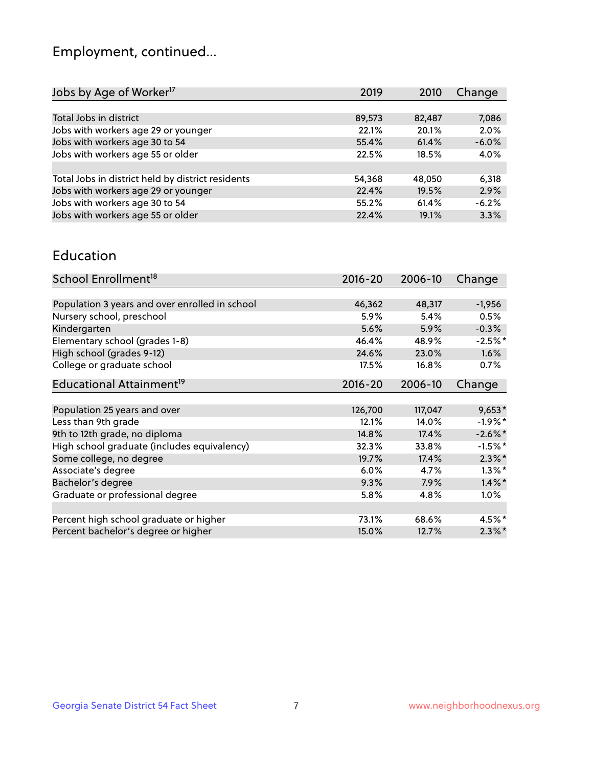# Employment, continued...

| Jobs by Age of Worker[17] | 2019 | 2010 | Change |
|---|---|---|---|
| Total Jobs in district | 89,573 | 82,487 | 7,086 |
| Jobs with workers age 29 or younger | 22.1% | 20.1% | 2.0% |
| Jobs with workers age 30 to 54 | 55.4% | 61.4% | -6.0% |
| Jobs with workers age 55 or older | 22.5% | 18.5% | 4.0% |
| | | | |
| Total Jobs in district held by district residents | 54,368 | 48,050 | 6,318 |
| Jobs with workers age 29 or younger | 22.4% | 19.5% | 2.9% |
| Jobs with workers age 30 to 54 | 55.2% | 61.4% | -6.2% |
| Jobs with workers age 55 or older | 22.4% | 19.1% | 3.3% |

## Education

| School Enrollment[18] | 2016-20 | 2006-10 | Change |
|---|---|---|---|
| Population 3 years and over enrolled in school | 46,362 | 48,317 | -1,956 |
| Nursery school, preschool | 5.9% | 5.4% | 0.5% |
| Kindergarten | 5.6% | 5.9% | -0.3% |
| Elementary school (grades 1-8) | 46.4% | 48.9% | -2.5%* |
| High school (grades 9-12) | 24.6% | 23.0% | 1.6% |
| College or graduate school | 17.5% | 16.8% | 0.7% |

| Educational Attainment[19] | 2016-20 | 2006-10 | Change |
|---|---|---|---|
| Population 25 years and over | 126,700 | 117,047 | 9,653* |
| Less than 9th grade | 12.1% | 14.0% | -1.9%* |
| 9th to 12th grade, no diploma | 14.8% | 17.4% | -2.6%* |
| High school graduate (includes equivalency) | 32.3% | 33.8% | -1.5%* |
| Some college, no degree | 19.7% | 17.4% | 2.3%* |
| Associate's degree | 6.0% | 4.7% | 1.3%* |
| Bachelor's degree | 9.3% | 7.9% | 1.4%* |
| Graduate or professional degree | 5.8% | 4.8% | 1.0% |
| | | | |
| Percent high school graduate or higher | 73.1% | 68.6% | 4.5%* |
| Percent bachelor's degree or higher | 15.0% | 12.7% | 2.3%* |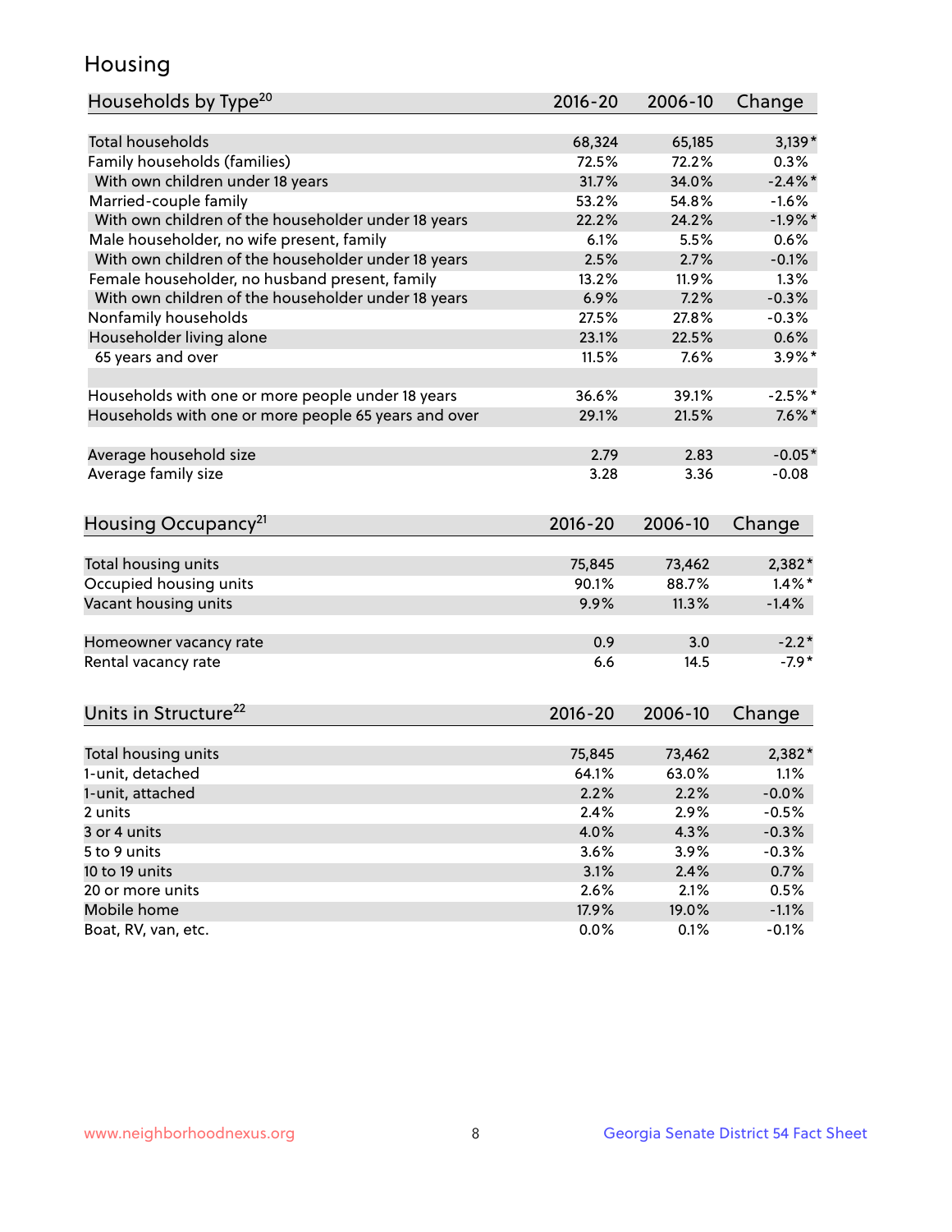## Housing

| Households by Type[20] | 2016-20 | 2006-10 | Change |
|---|---|---|---|
| Total households | 68,324 | 65,185 | 3,139* |
| Family households (families) | 72.5% | 72.2% | 0.3% |
| With own children under 18 years | 31.7% | 34.0% | -2.4%* |
| Married-couple family | 53.2% | 54.8% | -1.6% |
| With own children of the householder under 18 years | 22.2% | 24.2% | -1.9%* |
| Male householder, no wife present, family | 6.1% | 5.5% | 0.6% |
| With own children of the householder under 18 years | 2.5% | 2.7% | -0.1% |
| Female householder, no husband present, family | 13.2% | 11.9% | 1.3% |
| With own children of the householder under 18 years | 6.9% | 7.2% | -0.3% |
| Nonfamily households | 27.5% | 27.8% | -0.3% |
| Householder living alone | 23.1% | 22.5% | 0.6% |
| 65 years and over | 11.5% | 7.6% | 3.9%* |
| | | | |
| Households with one or more people under 18 years | 36.6% | 39.1% | -2.5%* |
| Households with one or more people 65 years and over | 29.1% | 21.5% | 7.6%* |
| | | | |
| Average household size | 2.79 | 2.83 | -0.05* |
| Average family size | 3.28 | 3.36 | -0.08 |

| Housing Occupancy[21] | 2016-20 | 2006-10 | Change |
|---|---|---|---|
| Total housing units | 75,845 | 73,462 | 2,382* |
| Occupied housing units | 90.1% | 88.7% | 1.4%* |
| Vacant housing units | 9.9% | 11.3% | -1.4% |
| | | | |
| Homeowner vacancy rate | 0.9 | 3.0 | -2.2* |
| Rental vacancy rate | 6.6 | 14.5 | -7.9* |

| Units in Structure[22] | 2016-20 | 2006-10 | Change |
|---|---|---|---|
| Total housing units | 75,845 | 73,462 | 2,382* |
| 1-unit, detached | 64.1% | 63.0% | 1.1% |
| 1-unit, attached | 2.2% | 2.2% | -0.0% |
| 2 units | 2.4% | 2.9% | -0.5% |
| 3 or 4 units | 4.0% | 4.3% | -0.3% |
| 5 to 9 units | 3.6% | 3.9% | -0.3% |
| 10 to 19 units | 3.1% | 2.4% | 0.7% |
| 20 or more units | 2.6% | 2.1% | 0.5% |
| Mobile home | 17.9% | 19.0% | -1.1% |
| Boat, RV, van, etc. | 0.0% | 0.1% | -0.1% |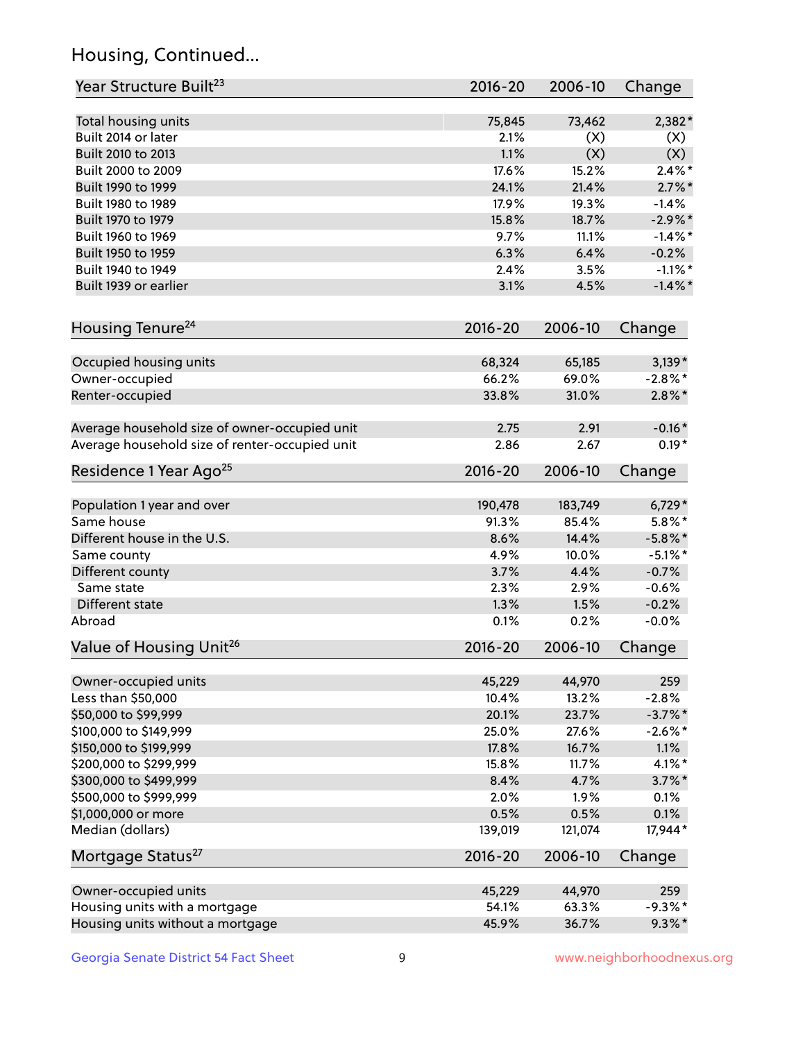## Housing, Continued...

| Year Structure Built[23] | 2016-20 | 2006-10 | Change |
|---|---|---|---|
| Total housing units | 75,845 | 73,462 | 2,382* |
| Built 2014 or later | 2.1% | (X) | (X) |
| Built 2010 to 2013 | 1.1% | (X) | (X) |
| Built 2000 to 2009 | 17.6% | 15.2% | 2.4%* |
| Built 1990 to 1999 | 24.1% | 21.4% | 2.7%* |
| Built 1980 to 1989 | 17.9% | 19.3% | -1.4% |
| Built 1970 to 1979 | 15.8% | 18.7% | -2.9%* |
| Built 1960 to 1969 | 9.7% | 11.1% | -1.4%* |
| Built 1950 to 1959 | 6.3% | 6.4% | -0.2% |
| Built 1940 to 1949 | 2.4% | 3.5% | -1.1%* |
| Built 1939 or earlier | 3.1% | 4.5% | -1.4%* |

| Housing Tenure[24] | 2016-20 | 2006-10 | Change |
|---|---|---|---|
| Occupied housing units | 68,324 | 65,185 | 3,139* |
| Owner-occupied | 66.2% | 69.0% | -2.8%* |
| Renter-occupied | 33.8% | 31.0% | 2.8%* |
| Average household size of owner-occupied unit | 2.75 | 2.91 | -0.16* |
| Average household size of renter-occupied unit | 2.86 | 2.67 | 0.19* |

| Residence 1 Year Ago[25] | 2016-20 | 2006-10 | Change |
|---|---|---|---|
| Population 1 year and over | 190,478 | 183,749 | 6,729* |
| Same house | 91.3% | 85.4% | 5.8%* |
| Different house in the U.S. | 8.6% | 14.4% | -5.8%* |
| Same county | 4.9% | 10.0% | -5.1%* |
| Different county | 3.7% | 4.4% | -0.7% |
| Same state | 2.3% | 2.9% | -0.6% |
| Different state | 1.3% | 1.5% | -0.2% |
| Abroad | 0.1% | 0.2% | -0.0% |

| Value of Housing Unit[26] | 2016-20 | 2006-10 | Change |
|---|---|---|---|
| Owner-occupied units | 45,229 | 44,970 | 259 |
| Less than $50,000 | 10.4% | 13.2% | -2.8% |
| $50,000 to $99,999 | 20.1% | 23.7% | -3.7%* |
| $100,000 to $149,999 | 25.0% | 27.6% | -2.6%* |
| $150,000 to $199,999 | 17.8% | 16.7% | 1.1% |
| $200,000 to $299,999 | 15.8% | 11.7% | 4.1%* |
| $300,000 to $499,999 | 8.4% | 4.7% | 3.7%* |
| $500,000 to $999,999 | 2.0% | 1.9% | 0.1% |
| $1,000,000 or more | 0.5% | 0.5% | 0.1% |
| Median (dollars) | 139,019 | 121,074 | 17,944* |

| Mortgage Status[27] | 2016-20 | 2006-10 | Change |
|---|---|---|---|
| Owner-occupied units | 45,229 | 44,970 | 259 |
| Housing units with a mortgage | 54.1% | 63.3% | -9.3%* |
| Housing units without a mortgage | 45.9% | 36.7% | 9.3%* |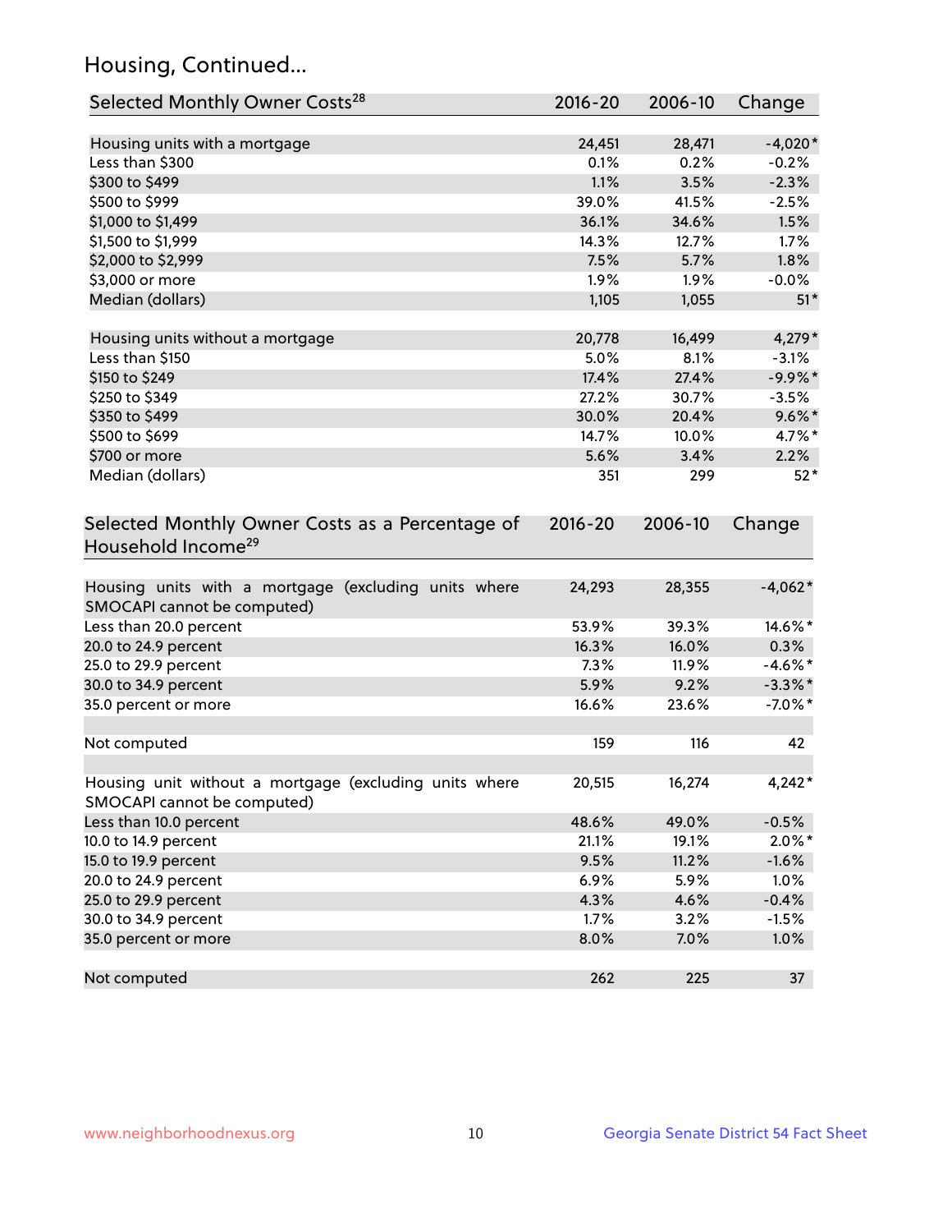## Housing, Continued...

| Selected Monthly Owner Costs[28] | 2016-20 | 2006-10 | Change |
|---|---|---|---|
| Housing units with a mortgage | 24,451 | 28,471 | -4,020* |
| Less than $300 | 0.1% | 0.2% | -0.2% |
| $300 to $499 | 1.1% | 3.5% | -2.3% |
| $500 to $999 | 39.0% | 41.5% | -2.5% |
| $1,000 to $1,499 | 36.1% | 34.6% | 1.5% |
| $1,500 to $1,999 | 14.3% | 12.7% | 1.7% |
| $2,000 to $2,999 | 7.5% | 5.7% | 1.8% |
| $3,000 or more | 1.9% | 1.9% | -0.0% |
| Median (dollars) | 1,105 | 1,055 | 51* |
| | | | |
| Housing units without a mortgage | 20,778 | 16,499 | 4,279* |
| Less than $150 | 5.0% | 8.1% | -3.1% |
| $150 to $249 | 17.4% | 27.4% | -9.9%* |
| $250 to $349 | 27.2% | 30.7% | -3.5% |
| $350 to $499 | 30.0% | 20.4% | 9.6%* |
| $500 to $699 | 14.7% | 10.0% | 4.7%* |
| $700 or more | 5.6% | 3.4% | 2.2% |
| Median (dollars) | 351 | 299 | 52* |

| Selected Monthly Owner Costs as a Percentage of Household Income[29] | 2016-20 | 2006-10 | Change |
|---|---|---|---|
| Housing units with a mortgage (excluding units where SMOCAPI cannot be computed) | 24,293 | 28,355 | -4,062* |
| Less than 20.0 percent | 53.9% | 39.3% | 14.6%* |
| 20.0 to 24.9 percent | 16.3% | 16.0% | 0.3% |
| 25.0 to 29.9 percent | 7.3% | 11.9% | -4.6%* |
| 30.0 to 34.9 percent | 5.9% | 9.2% | -3.3%* |
| 35.0 percent or more | 16.6% | 23.6% | -7.0%* |
| | | | |
| Not computed | 159 | 116 | 42 |
| | | | |
| Housing unit without a mortgage (excluding units where SMOCAPI cannot be computed) | 20,515 | 16,274 | 4,242* |
| Less than 10.0 percent | 48.6% | 49.0% | -0.5% |
| 10.0 to 14.9 percent | 21.1% | 19.1% | 2.0%* |
| 15.0 to 19.9 percent | 9.5% | 11.2% | -1.6% |
| 20.0 to 24.9 percent | 6.9% | 5.9% | 1.0% |
| 25.0 to 29.9 percent | 4.3% | 4.6% | -0.4% |
| 30.0 to 34.9 percent | 1.7% | 3.2% | -1.5% |
| 35.0 percent or more | 8.0% | 7.0% | 1.0% |
| | | | |
| Not computed | 262 | 225 | 37 |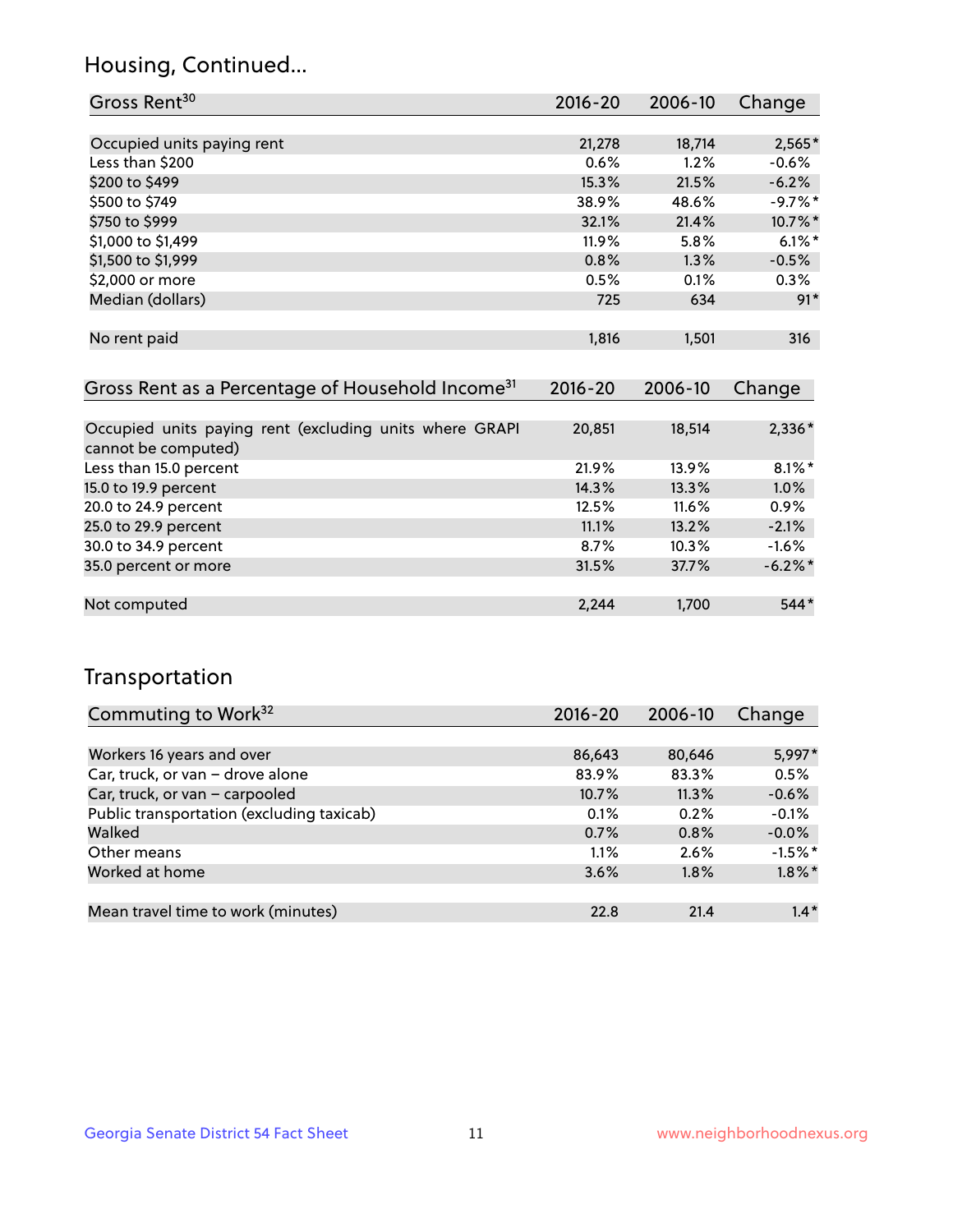## Housing, Continued...

| Gross Rent[30] | 2016-20 | 2006-10 | Change |
|---|---|---|---|
| Occupied units paying rent | 21,278 | 18,714 | 2,565* |
| Less than $200 | 0.6% | 1.2% | -0.6% |
| $200 to $499 | 15.3% | 21.5% | -6.2% |
| $500 to $749 | 38.9% | 48.6% | -9.7%* |
| $750 to $999 | 32.1% | 21.4% | 10.7%* |
| $1,000 to $1,499 | 11.9% | 5.8% | 6.1%* |
| $1,500 to $1,999 | 0.8% | 1.3% | -0.5% |
| $2,000 or more | 0.5% | 0.1% | 0.3% |
| Median (dollars) | 725 | 634 | 91* |
| No rent paid | 1,816 | 1,501 | 316 |

| Gross Rent as a Percentage of Household Income[31] | 2016-20 | 2006-10 | Change |
|---|---|---|---|
| Occupied units paying rent (excluding units where GRAPI cannot be computed) | 20,851 | 18,514 | 2,336* |
| Less than 15.0 percent | 21.9% | 13.9% | 8.1%* |
| 15.0 to 19.9 percent | 14.3% | 13.3% | 1.0% |
| 20.0 to 24.9 percent | 12.5% | 11.6% | 0.9% |
| 25.0 to 29.9 percent | 11.1% | 13.2% | -2.1% |
| 30.0 to 34.9 percent | 8.7% | 10.3% | -1.6% |
| 35.0 percent or more | 31.5% | 37.7% | -6.2%* |
| Not computed | 2,244 | 1,700 | 544* |

## Transportation

| Commuting to Work[32] | 2016-20 | 2006-10 | Change |
|---|---|---|---|
| Workers 16 years and over | 86,643 | 80,646 | 5,997* |
| Car, truck, or van – drove alone | 83.9% | 83.3% | 0.5% |
| Car, truck, or van – carpooled | 10.7% | 11.3% | -0.6% |
| Public transportation (excluding taxicab) | 0.1% | 0.2% | -0.1% |
| Walked | 0.7% | 0.8% | -0.0% |
| Other means | 1.1% | 2.6% | -1.5%* |
| Worked at home | 3.6% | 1.8% | 1.8%* |
| Mean travel time to work (minutes) | 22.8 | 21.4 | 1.4* |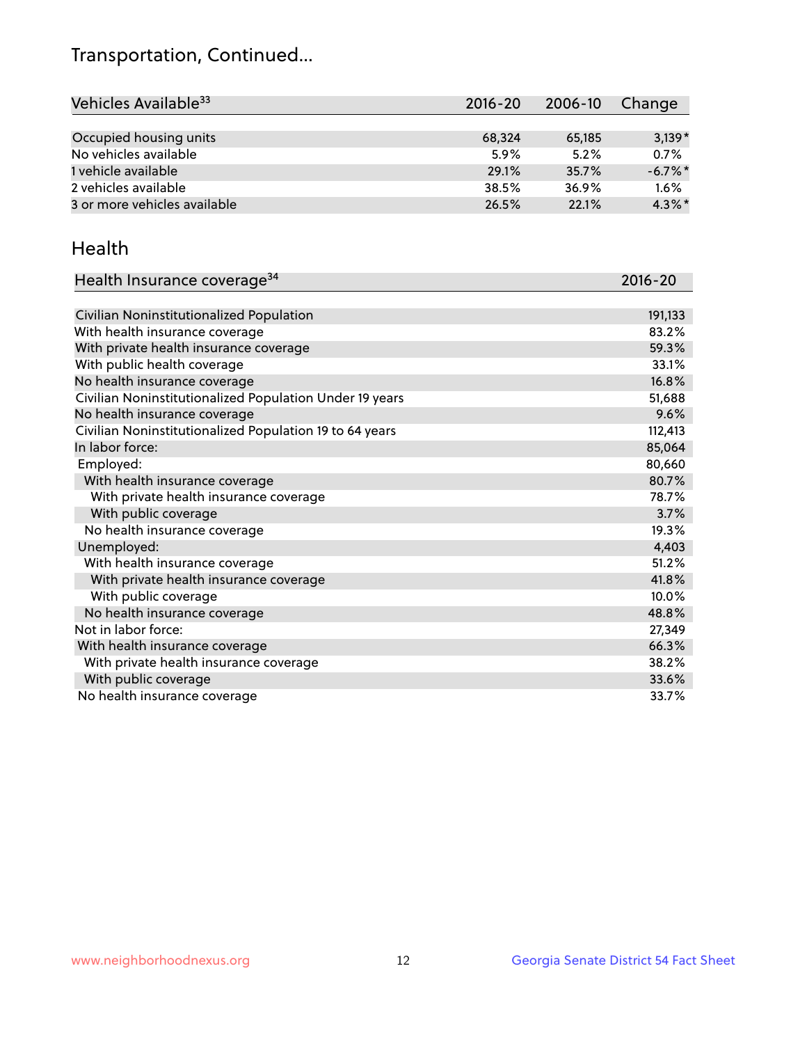# Transportation, Continued...

| Vehicles Available[33] | 2016-20 | 2006-10 | Change |
|---|---|---|---|
| Occupied housing units | 68,324 | 65,185 | 3,139* |
| No vehicles available | 5.9% | 5.2% | 0.7% |
| 1 vehicle available | 29.1% | 35.7% | -6.7%* |
| 2 vehicles available | 38.5% | 36.9% | 1.6% |
| 3 or more vehicles available | 26.5% | 22.1% | 4.3%* |

## Health

| Health Insurance coverage[34] | 2016-20 |
|---|---|
| Civilian Noninstitutionalized Population | 191,133 |
| With health insurance coverage | 83.2% |
| With private health insurance coverage | 59.3% |
| With public health coverage | 33.1% |
| No health insurance coverage | 16.8% |
| Civilian Noninstitutionalized Population Under 19 years | 51,688 |
| No health insurance coverage | 9.6% |
| Civilian Noninstitutionalized Population 19 to 64 years | 112,413 |
| In labor force: | 85,064 |
| Employed: | 80,660 |
| With health insurance coverage | 80.7% |
| With private health insurance coverage | 78.7% |
| With public coverage | 3.7% |
| No health insurance coverage | 19.3% |
| Unemployed: | 4,403 |
| With health insurance coverage | 51.2% |
| With private health insurance coverage | 41.8% |
| With public coverage | 10.0% |
| No health insurance coverage | 48.8% |
| Not in labor force: | 27,349 |
| With health insurance coverage | 66.3% |
| With private health insurance coverage | 38.2% |
| With public coverage | 33.6% |
| No health insurance coverage | 33.7% |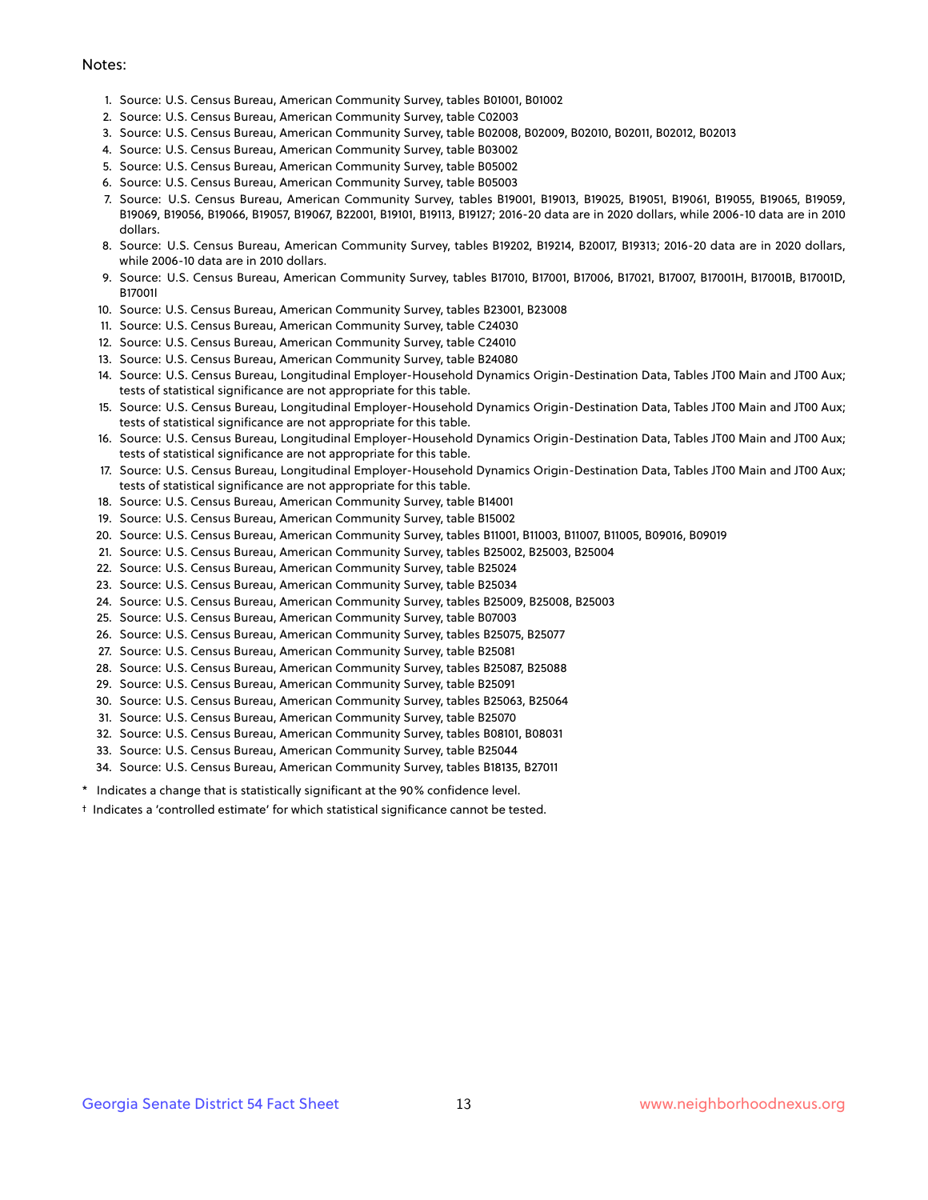Notes:

1. Source: U.S. Census Bureau, American Community Survey, tables B01001, B01002
2. Source: U.S. Census Bureau, American Community Survey, table C02003
3. Source: U.S. Census Bureau, American Community Survey, table B02008, B02009, B02010, B02011, B02012, B02013
4. Source: U.S. Census Bureau, American Community Survey, table B03002
5. Source: U.S. Census Bureau, American Community Survey, table B05002
6. Source: U.S. Census Bureau, American Community Survey, table B05003
7. Source: U.S. Census Bureau, American Community Survey, tables B19001, B19013, B19025, B19051, B19061, B19055, B19065, B19059, B19069, B19056, B19066, B19057, B19067, B22001, B19101, B19113, B19127; 2016-20 data are in 2020 dollars, while 2006-10 data are in 2010 dollars.
8. Source: U.S. Census Bureau, American Community Survey, tables B19202, B19214, B20017, B19313; 2016-20 data are in 2020 dollars, while 2006-10 data are in 2010 dollars.
9. Source: U.S. Census Bureau, American Community Survey, tables B17010, B17001, B17006, B17021, B17007, B17001H, B17001B, B17001D, B17001I
10. Source: U.S. Census Bureau, American Community Survey, tables B23001, B23008
11. Source: U.S. Census Bureau, American Community Survey, table C24030
12. Source: U.S. Census Bureau, American Community Survey, table C24010
13. Source: U.S. Census Bureau, American Community Survey, table B24080
14. Source: U.S. Census Bureau, Longitudinal Employer-Household Dynamics Origin-Destination Data, Tables JT00 Main and JT00 Aux; tests of statistical significance are not appropriate for this table.
15. Source: U.S. Census Bureau, Longitudinal Employer-Household Dynamics Origin-Destination Data, Tables JT00 Main and JT00 Aux; tests of statistical significance are not appropriate for this table.
16. Source: U.S. Census Bureau, Longitudinal Employer-Household Dynamics Origin-Destination Data, Tables JT00 Main and JT00 Aux; tests of statistical significance are not appropriate for this table.
17. Source: U.S. Census Bureau, Longitudinal Employer-Household Dynamics Origin-Destination Data, Tables JT00 Main and JT00 Aux; tests of statistical significance are not appropriate for this table.
18. Source: U.S. Census Bureau, American Community Survey, table B14001
19. Source: U.S. Census Bureau, American Community Survey, table B15002
20. Source: U.S. Census Bureau, American Community Survey, tables B11001, B11003, B11007, B11005, B09016, B09019
21. Source: U.S. Census Bureau, American Community Survey, tables B25002, B25003, B25004
22. Source: U.S. Census Bureau, American Community Survey, table B25024
23. Source: U.S. Census Bureau, American Community Survey, table B25034
24. Source: U.S. Census Bureau, American Community Survey, tables B25009, B25008, B25003
25. Source: U.S. Census Bureau, American Community Survey, table B07003
26. Source: U.S. Census Bureau, American Community Survey, tables B25075, B25077
27. Source: U.S. Census Bureau, American Community Survey, table B25081
28. Source: U.S. Census Bureau, American Community Survey, tables B25087, B25088
29. Source: U.S. Census Bureau, American Community Survey, table B25091
30. Source: U.S. Census Bureau, American Community Survey, tables B25063, B25064
31. Source: U.S. Census Bureau, American Community Survey, table B25070
32. Source: U.S. Census Bureau, American Community Survey, tables B08101, B08031
33. Source: U.S. Census Bureau, American Community Survey, table B25044
34. Source: U.S. Census Bureau, American Community Survey, tables B18135, B27011

\* Indicates a change that is statistically significant at the 90% confidence level.

† Indicates a 'controlled estimate' for which statistical significance cannot be tested.